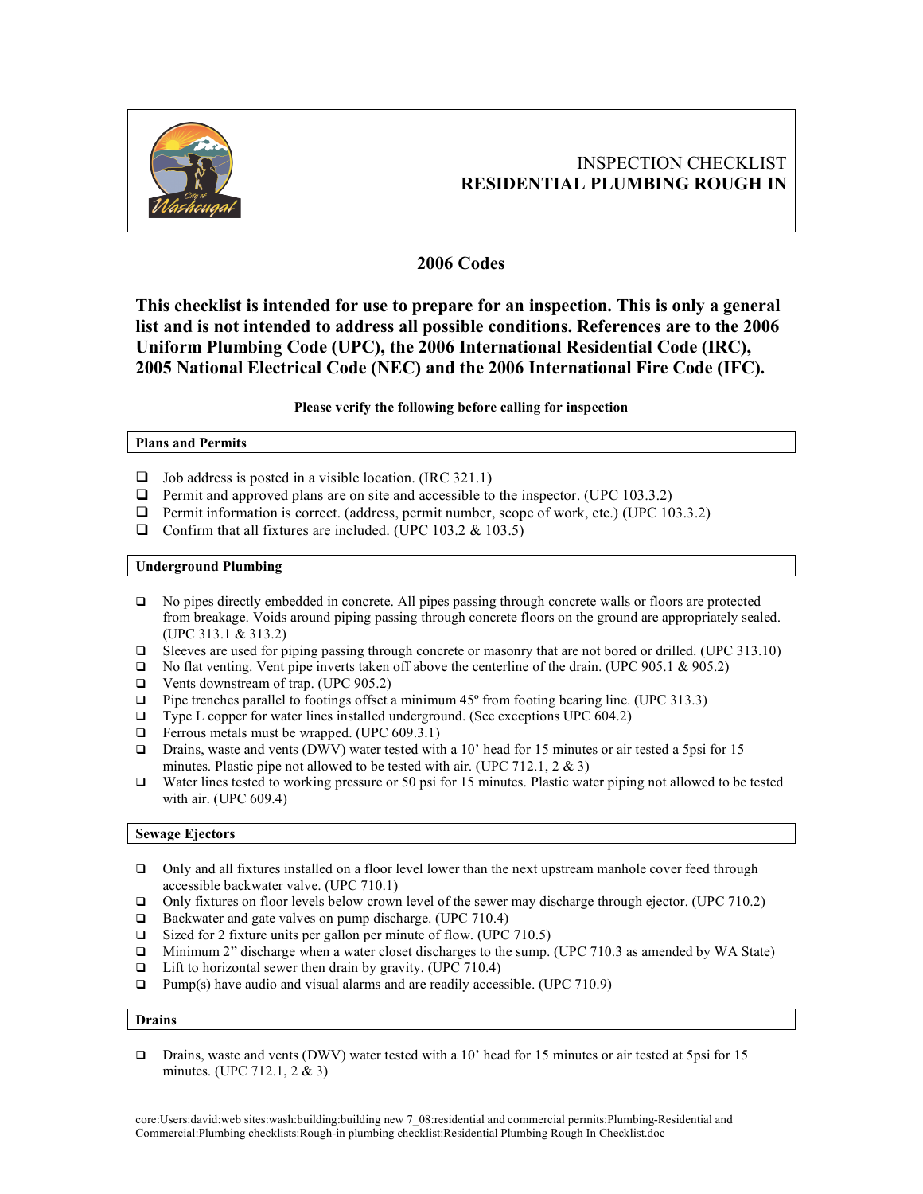# INSPECTION CHECKLIST
# RESIDENTIAL PLUMBING ROUGH IN

## 2006 Codes

**This checklist is intended for use to prepare for an inspection. This is only a general list and is not intended to address all possible conditions. References are to the 2006 Uniform Plumbing Code (UPC), the 2006 International Residential Code (IRC), 2005 National Electrical Code (NEC) and the 2006 International Fire Code (IFC).**

**Please verify the following before calling for inspection**

### Plans and Permits

- ❑ Job address is posted in a visible location. (IRC 321.1)
- ❑ Permit and approved plans are on site and accessible to the inspector. (UPC 103.3.2)
- ❑ Permit information is correct. (address, permit number, scope of work, etc.) (UPC 103.3.2)
- ❑ Confirm that all fixtures are included. (UPC 103.2 & 103.5)

### Underground Plumbing

- ❑ No pipes directly embedded in concrete. All pipes passing through concrete walls or floors are protected from breakage. Voids around piping passing through concrete floors on the ground are appropriately sealed. (UPC 313.1 & 313.2)
- ❑ Sleeves are used for piping passing through concrete or masonry that are not bored or drilled. (UPC 313.10)
- ❑ No flat venting. Vent pipe inverts taken off above the centerline of the drain. (UPC 905.1 & 905.2)
- ❑ Vents downstream of trap. (UPC 905.2)
- ❑ Pipe trenches parallel to footings offset a minimum 45º from footing bearing line. (UPC 313.3)
- ❑ Type L copper for water lines installed underground. (See exceptions UPC 604.2)
- ❑ Ferrous metals must be wrapped. (UPC 609.3.1)
- ❑ Drains, waste and vents (DWV) water tested with a 10' head for 15 minutes or air tested a 5psi for 15 minutes. Plastic pipe not allowed to be tested with air. (UPC 712.1, 2 & 3)
- ❑ Water lines tested to working pressure or 50 psi for 15 minutes. Plastic water piping not allowed to be tested with air. (UPC 609.4)

### Sewage Ejectors

- ❑ Only and all fixtures installed on a floor level lower than the next upstream manhole cover feed through accessible backwater valve. (UPC 710.1)
- ❑ Only fixtures on floor levels below crown level of the sewer may discharge through ejector. (UPC 710.2)
- ❑ Backwater and gate valves on pump discharge. (UPC 710.4)
- ❑ Sized for 2 fixture units per gallon per minute of flow. (UPC 710.5)
- ❑ Minimum 2" discharge when a water closet discharges to the sump. (UPC 710.3 as amended by WA State)
- ❑ Lift to horizontal sewer then drain by gravity. (UPC 710.4)
- ❑ Pump(s) have audio and visual alarms and are readily accessible. (UPC 710.9)

### Drains

- ❑ Drains, waste and vents (DWV) water tested with a 10' head for 15 minutes or air tested at 5psi for 15 minutes. (UPC 712.1, 2 & 3)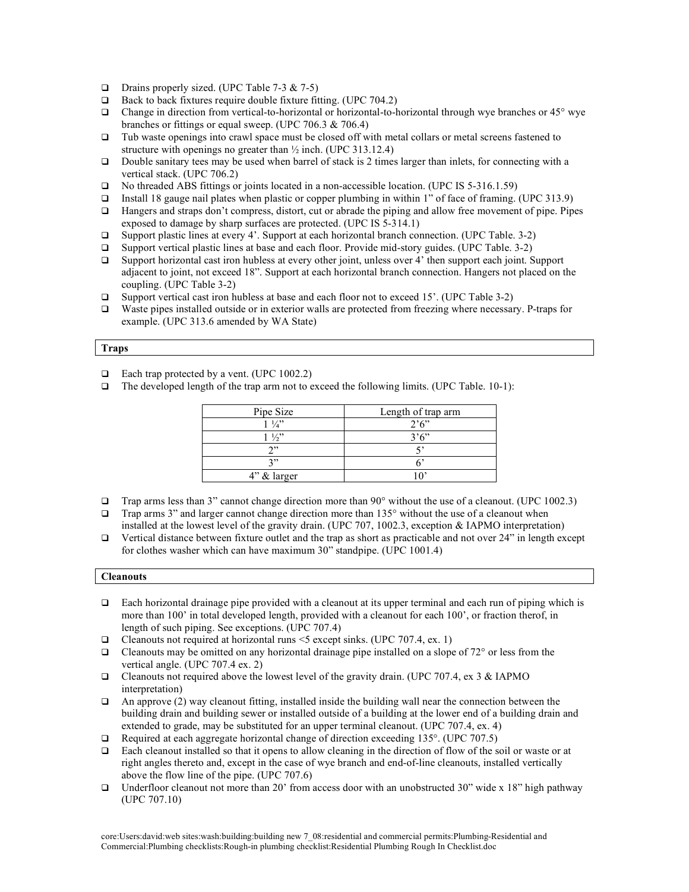- ❑ Drains properly sized. (UPC Table 7-3 & 7-5)
- ❑ Back to back fixtures require double fixture fitting. (UPC 704.2)
- ❑ Change in direction from vertical-to-horizontal or horizontal-to-horizontal through wye branches or 45° wye branches or fittings or equal sweep. (UPC 706.3 & 706.4)
- ❑ Tub waste openings into crawl space must be closed off with metal collars or metal screens fastened to structure with openings no greater than ½ inch. (UPC 313.12.4)
- ❑ Double sanitary tees may be used when barrel of stack is 2 times larger than inlets, for connecting with a vertical stack. (UPC 706.2)
- ❑ No threaded ABS fittings or joints located in a non-accessible location. (UPC IS 5-316.1.59)
- ❑ Install 18 gauge nail plates when plastic or copper plumbing in within 1" of face of framing. (UPC 313.9)
- ❑ Hangers and straps don't compress, distort, cut or abrade the piping and allow free movement of pipe. Pipes exposed to damage by sharp surfaces are protected. (UPC IS 5-314.1)
- ❑ Support plastic lines at every 4'. Support at each horizontal branch connection. (UPC Table. 3-2)
- ❑ Support vertical plastic lines at base and each floor. Provide mid-story guides. (UPC Table. 3-2)
- ❑ Support horizontal cast iron hubless at every other joint, unless over 4' then support each joint. Support adjacent to joint, not exceed 18". Support at each horizontal branch connection. Hangers not placed on the coupling. (UPC Table 3-2)
- ❑ Support vertical cast iron hubless at base and each floor not to exceed 15'. (UPC Table 3-2)
- ❑ Waste pipes installed outside or in exterior walls are protected from freezing where necessary. P-traps for example. (UPC 313.6 amended by WA State)

## Traps

- ❑ Each trap protected by a vent. (UPC 1002.2)
- ❑ The developed length of the trap arm not to exceed the following limits. (UPC Table. 10-1):

| Pipe Size | Length of trap arm |
|---|---|
| 1 ¼" | 2'6" |
| 1 ½" | 3'6" |
| 2" | 5' |
| 3" | 6' |
| 4" & larger | 10' |

- ❑ Trap arms less than 3" cannot change direction more than 90° without the use of a cleanout. (UPC 1002.3)
- ❑ Trap arms 3" and larger cannot change direction more than 135° without the use of a cleanout when installed at the lowest level of the gravity drain. (UPC 707, 1002.3, exception & IAPMO interpretation)
- ❑ Vertical distance between fixture outlet and the trap as short as practicable and not over 24" in length except for clothes washer which can have maximum 30" standpipe. (UPC 1001.4)

## Cleanouts

- ❑ Each horizontal drainage pipe provided with a cleanout at its upper terminal and each run of piping which is more than 100' in total developed length, provided with a cleanout for each 100', or fraction therof, in length of such piping. See exceptions. (UPC 707.4)
- ❑ Cleanouts not required at horizontal runs <5 except sinks. (UPC 707.4, ex. 1)
- ❑ Cleanouts may be omitted on any horizontal drainage pipe installed on a slope of 72° or less from the vertical angle. (UPC 707.4 ex. 2)
- ❑ Cleanouts not required above the lowest level of the gravity drain. (UPC 707.4, ex 3 & IAPMO interpretation)
- ❑ An approve (2) way cleanout fitting, installed inside the building wall near the connection between the building drain and building sewer or installed outside of a building at the lower end of a building drain and extended to grade, may be substituted for an upper terminal cleanout. (UPC 707.4, ex. 4)
- ❑ Required at each aggregate horizontal change of direction exceeding 135°. (UPC 707.5)
- ❑ Each cleanout installed so that it opens to allow cleaning in the direction of flow of the soil or waste or at right angles thereto and, except in the case of wye branch and end-of-line cleanouts, installed vertically above the flow line of the pipe. (UPC 707.6)
- ❑ Underfloor cleanout not more than 20' from access door with an unobstructed 30" wide x 18" high pathway (UPC 707.10)

core:Users:david:web sites:wash:building:building new 7_08:residential and commercial permits:Plumbing-Residential and Commercial:Plumbing checklists:Rough-in plumbing checklist:Residential Plumbing Rough In Checklist.doc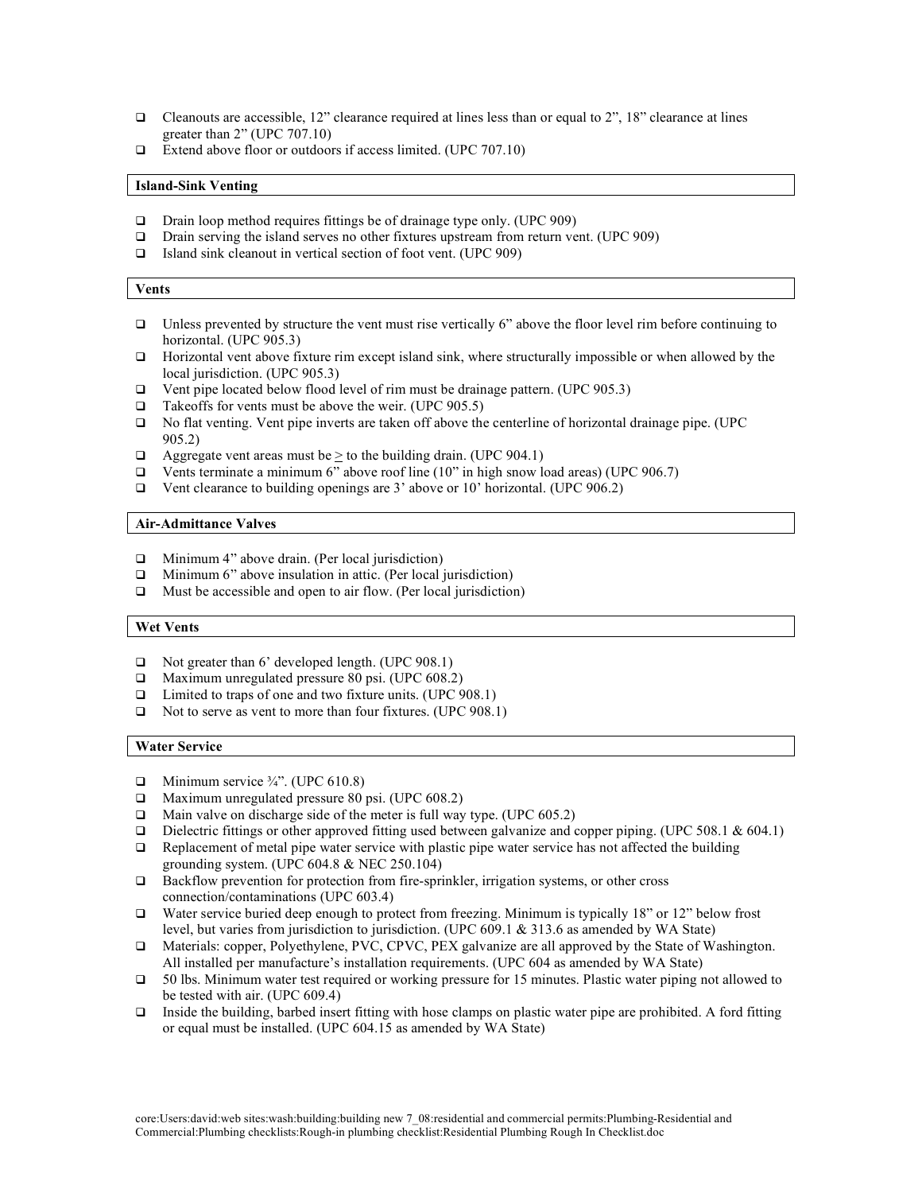- ❑ Cleanouts are accessible, 12" clearance required at lines less than or equal to 2", 18" clearance at lines greater than 2" (UPC 707.10)
- ❑ Extend above floor or outdoors if access limited. (UPC 707.10)

**Island-Sink Venting**

- ❑ Drain loop method requires fittings be of drainage type only. (UPC 909)
- ❑ Drain serving the island serves no other fixtures upstream from return vent. (UPC 909)
- ❑ Island sink cleanout in vertical section of foot vent. (UPC 909)

**Vents**

- ❑ Unless prevented by structure the vent must rise vertically 6" above the floor level rim before continuing to horizontal. (UPC 905.3)
- ❑ Horizontal vent above fixture rim except island sink, where structurally impossible or when allowed by the local jurisdiction. (UPC 905.3)
- ❑ Vent pipe located below flood level of rim must be drainage pattern. (UPC 905.3)
- ❑ Takeoffs for vents must be above the weir. (UPC 905.5)
- ❑ No flat venting. Vent pipe inverts are taken off above the centerline of horizontal drainage pipe. (UPC 905.2)
- ❑ Aggregate vent areas must be ≥ to the building drain. (UPC 904.1)
- ❑ Vents terminate a minimum 6" above roof line (10" in high snow load areas) (UPC 906.7)
- ❑ Vent clearance to building openings are 3' above or 10' horizontal. (UPC 906.2)

**Air-Admittance Valves**

- ❑ Minimum 4" above drain. (Per local jurisdiction)
- ❑ Minimum 6" above insulation in attic. (Per local jurisdiction)
- ❑ Must be accessible and open to air flow. (Per local jurisdiction)

**Wet Vents**

- ❑ Not greater than 6' developed length. (UPC 908.1)
- ❑ Maximum unregulated pressure 80 psi. (UPC 608.2)
- ❑ Limited to traps of one and two fixture units. (UPC 908.1)
- ❑ Not to serve as vent to more than four fixtures. (UPC 908.1)

**Water Service**

- ❑ Minimum service ¾". (UPC 610.8)
- ❑ Maximum unregulated pressure 80 psi. (UPC 608.2)
- ❑ Main valve on discharge side of the meter is full way type. (UPC 605.2)
- ❑ Dielectric fittings or other approved fitting used between galvanize and copper piping. (UPC 508.1 & 604.1)
- ❑ Replacement of metal pipe water service with plastic pipe water service has not affected the building grounding system. (UPC 604.8 & NEC 250.104)
- ❑ Backflow prevention for protection from fire-sprinkler, irrigation systems, or other cross connection/contaminations (UPC 603.4)
- ❑ Water service buried deep enough to protect from freezing. Minimum is typically 18" or 12" below frost level, but varies from jurisdiction to jurisdiction. (UPC 609.1 & 313.6 as amended by WA State)
- ❑ Materials: copper, Polyethylene, PVC, CPVC, PEX galvanize are all approved by the State of Washington. All installed per manufacture's installation requirements. (UPC 604 as amended by WA State)
- ❑ 50 lbs. Minimum water test required or working pressure for 15 minutes. Plastic water piping not allowed to be tested with air. (UPC 609.4)
- ❑ Inside the building, barbed insert fitting with hose clamps on plastic water pipe are prohibited. A ford fitting or equal must be installed. (UPC 604.15 as amended by WA State)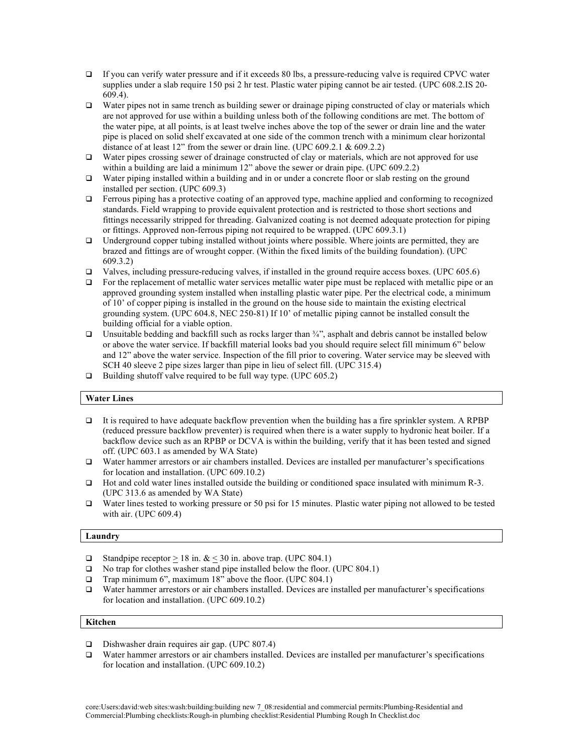- ❑ If you can verify water pressure and if it exceeds 80 lbs, a pressure-reducing valve is required CPVC water supplies under a slab require 150 psi 2 hr test. Plastic water piping cannot be air tested. (UPC 608.2.IS 20-609.4).
- ❑ Water pipes not in same trench as building sewer or drainage piping constructed of clay or materials which are not approved for use within a building unless both of the following conditions are met. The bottom of the water pipe, at all points, is at least twelve inches above the top of the sewer or drain line and the water pipe is placed on solid shelf excavated at one side of the common trench with a minimum clear horizontal distance of at least 12" from the sewer or drain line. (UPC 609.2.1 & 609.2.2)
- ❑ Water pipes crossing sewer of drainage constructed of clay or materials, which are not approved for use within a building are laid a minimum 12" above the sewer or drain pipe. (UPC 609.2.2)
- ❑ Water piping installed within a building and in or under a concrete floor or slab resting on the ground installed per section. (UPC 609.3)
- ❑ Ferrous piping has a protective coating of an approved type, machine applied and conforming to recognized standards. Field wrapping to provide equivalent protection and is restricted to those short sections and fittings necessarily stripped for threading. Galvanized coating is not deemed adequate protection for piping or fittings. Approved non-ferrous piping not required to be wrapped. (UPC 609.3.1)
- ❑ Underground copper tubing installed without joints where possible. Where joints are permitted, they are brazed and fittings are of wrought copper. (Within the fixed limits of the building foundation). (UPC 609.3.2)
- ❑ Valves, including pressure-reducing valves, if installed in the ground require access boxes. (UPC 605.6)
- ❑ For the replacement of metallic water services metallic water pipe must be replaced with metallic pipe or an approved grounding system installed when installing plastic water pipe. Per the electrical code, a minimum of 10' of copper piping is installed in the ground on the house side to maintain the existing electrical grounding system. (UPC 604.8, NEC 250-81) If 10' of metallic piping cannot be installed consult the building official for a viable option.
- ❑ Unsuitable bedding and backfill such as rocks larger than ¾", asphalt and debris cannot be installed below or above the water service. If backfill material looks bad you should require select fill minimum 6" below and 12" above the water service. Inspection of the fill prior to covering. Water service may be sleeved with SCH 40 sleeve 2 pipe sizes larger than pipe in lieu of select fill. (UPC 315.4)
- ❑ Building shutoff valve required to be full way type. (UPC 605.2)

| **Water Lines** |
|---|

- ❑ It is required to have adequate backflow prevention when the building has a fire sprinkler system. A RPBP (reduced pressure backflow preventer) is required when there is a water supply to hydronic heat boiler. If a backflow device such as an RPBP or DCVA is within the building, verify that it has been tested and signed off. (UPC 603.1 as amended by WA State)
- ❑ Water hammer arrestors or air chambers installed. Devices are installed per manufacturer's specifications for location and installation. (UPC 609.10.2)
- ❑ Hot and cold water lines installed outside the building or conditioned space insulated with minimum R-3. (UPC 313.6 as amended by WA State)
- ❑ Water lines tested to working pressure or 50 psi for 15 minutes. Plastic water piping not allowed to be tested with air. (UPC 609.4)

| **Laundry** |
|---|

- ❑ Standpipe receptor $\geq$ 18 in. & $\leq$ 30 in. above trap. (UPC 804.1)
- ❑ No trap for clothes washer stand pipe installed below the floor. (UPC 804.1)
- ❑ Trap minimum 6", maximum 18" above the floor. (UPC 804.1)
- ❑ Water hammer arrestors or air chambers installed. Devices are installed per manufacturer's specifications for location and installation. (UPC 609.10.2)

| **Kitchen** |
|---|

- ❑ Dishwasher drain requires air gap. (UPC 807.4)
- ❑ Water hammer arrestors or air chambers installed. Devices are installed per manufacturer's specifications for location and installation. (UPC 609.10.2)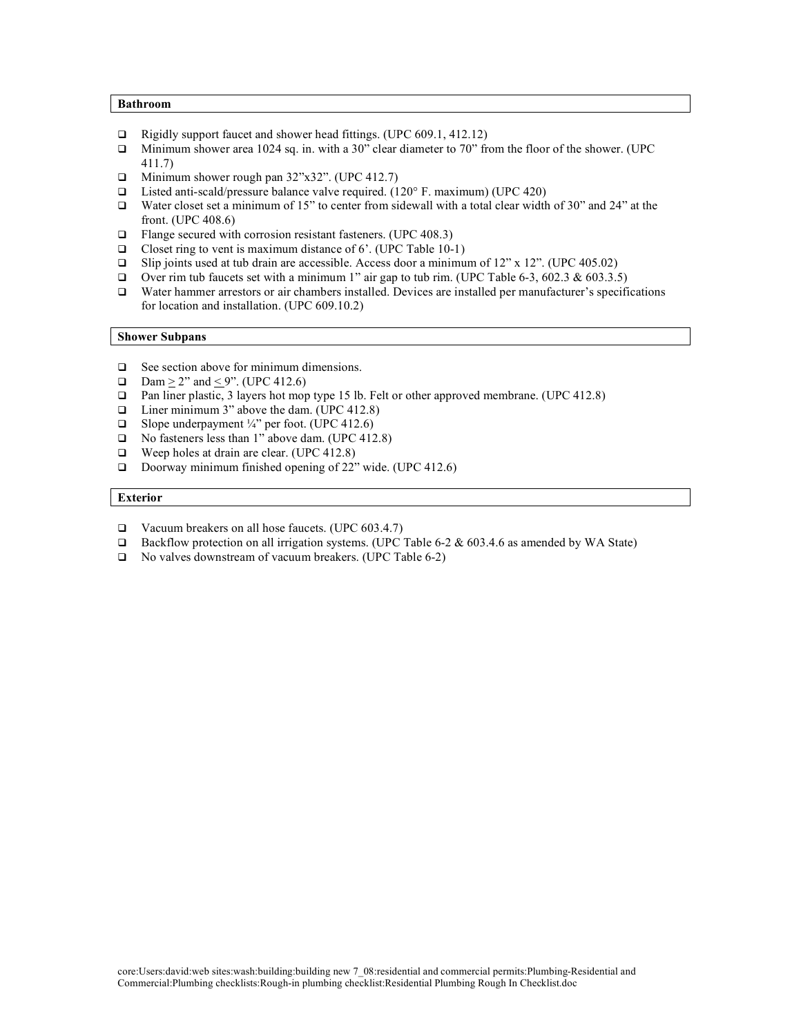**Bathroom**

- ❑ Rigidly support faucet and shower head fittings. (UPC 609.1, 412.12)
- ❑ Minimum shower area 1024 sq. in. with a 30" clear diameter to 70" from the floor of the shower. (UPC 411.7)
- ❑ Minimum shower rough pan 32"x32". (UPC 412.7)
- ❑ Listed anti-scald/pressure balance valve required. (120° F. maximum) (UPC 420)
- ❑ Water closet set a minimum of 15" to center from sidewall with a total clear width of 30" and 24" at the front. (UPC 408.6)
- ❑ Flange secured with corrosion resistant fasteners. (UPC 408.3)
- ❑ Closet ring to vent is maximum distance of 6'. (UPC Table 10-1)
- ❑ Slip joints used at tub drain are accessible. Access door a minimum of 12" x 12". (UPC 405.02)
- ❑ Over rim tub faucets set with a minimum 1" air gap to tub rim. (UPC Table 6-3, 602.3 & 603.3.5)
- ❑ Water hammer arrestors or air chambers installed. Devices are installed per manufacturer's specifications for location and installation. (UPC 609.10.2)

**Shower Subpans**

- ❑ See section above for minimum dimensions.
- ❑ Dam ≥ 2" and ≤ 9". (UPC 412.6)
- ❑ Pan liner plastic, 3 layers hot mop type 15 lb. Felt or other approved membrane. (UPC 412.8)
- ❑ Liner minimum 3" above the dam. (UPC 412.8)
- ❑ Slope underpayment ¼" per foot. (UPC 412.6)
- ❑ No fasteners less than 1" above dam. (UPC 412.8)
- ❑ Weep holes at drain are clear. (UPC 412.8)
- ❑ Doorway minimum finished opening of 22" wide. (UPC 412.6)

**Exterior**

- ❑ Vacuum breakers on all hose faucets. (UPC 603.4.7)
- ❑ Backflow protection on all irrigation systems. (UPC Table 6-2 & 603.4.6 as amended by WA State)
- ❑ No valves downstream of vacuum breakers. (UPC Table 6-2)

core:Users:david:web sites:wash:building:building new 7_08:residential and commercial permits:Plumbing-Residential and Commercial:Plumbing checklists:Rough-in plumbing checklist:Residential Plumbing Rough In Checklist.doc